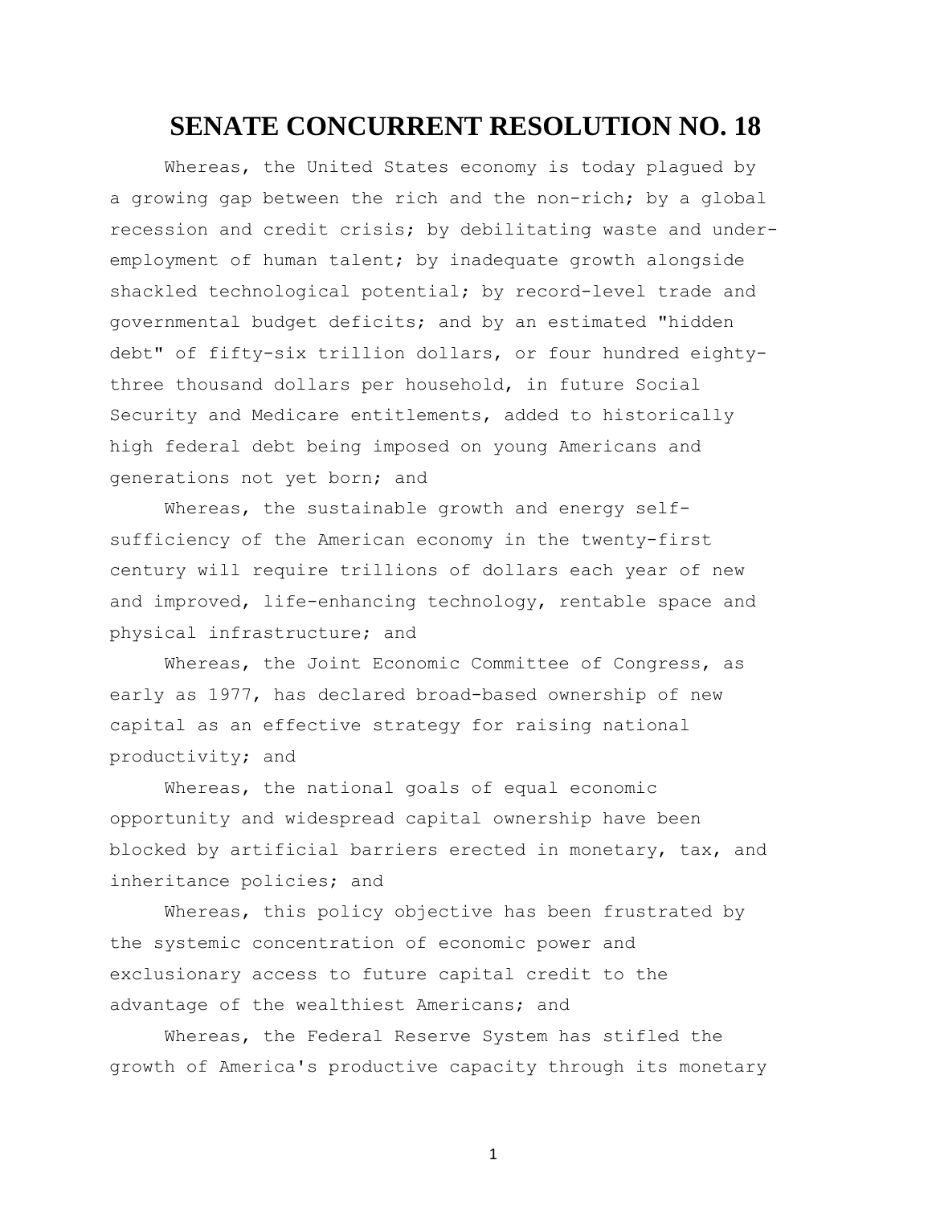# SENATE CONCURRENT RESOLUTION NO. 18

Whereas, the United States economy is today plagued by a growing gap between the rich and the non-rich; by a global recession and credit crisis; by debilitating waste and under-employment of human talent; by inadequate growth alongside shackled technological potential; by record-level trade and governmental budget deficits; and by an estimated "hidden debt" of fifty-six trillion dollars, or four hundred eighty-three thousand dollars per household, in future Social Security and Medicare entitlements, added to historically high federal debt being imposed on young Americans and generations not yet born; and

Whereas, the sustainable growth and energy self-sufficiency of the American economy in the twenty-first century will require trillions of dollars each year of new and improved, life-enhancing technology, rentable space and physical infrastructure; and

Whereas, the Joint Economic Committee of Congress, as early as 1977, has declared broad-based ownership of new capital as an effective strategy for raising national productivity; and

Whereas, the national goals of equal economic opportunity and widespread capital ownership have been blocked by artificial barriers erected in monetary, tax, and inheritance policies; and

Whereas, this policy objective has been frustrated by the systemic concentration of economic power and exclusionary access to future capital credit to the advantage of the wealthiest Americans; and

Whereas, the Federal Reserve System has stifled the growth of America's productive capacity through its monetary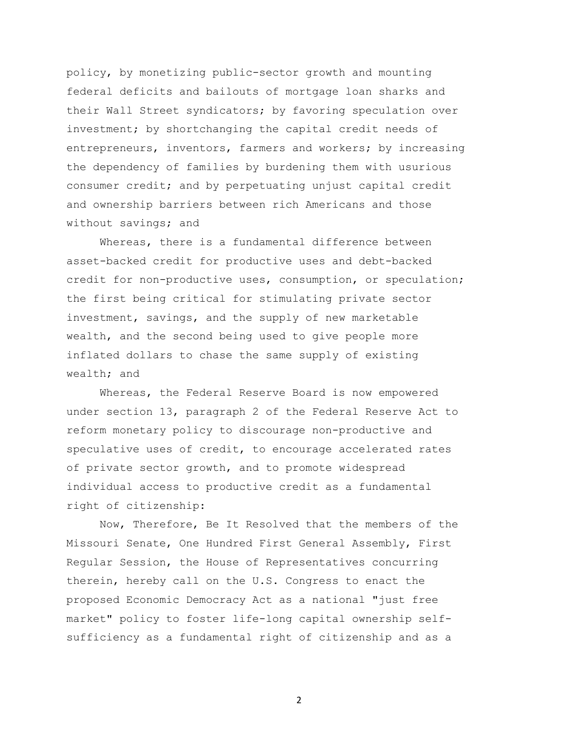policy, by monetizing public-sector growth and mounting federal deficits and bailouts of mortgage loan sharks and their Wall Street syndicators; by favoring speculation over investment; by shortchanging the capital credit needs of entrepreneurs, inventors, farmers and workers; by increasing the dependency of families by burdening them with usurious consumer credit; and by perpetuating unjust capital credit and ownership barriers between rich Americans and those without savings; and

Whereas, there is a fundamental difference between asset-backed credit for productive uses and debt-backed credit for non-productive uses, consumption, or speculation; the first being critical for stimulating private sector investment, savings, and the supply of new marketable wealth, and the second being used to give people more inflated dollars to chase the same supply of existing wealth; and

Whereas, the Federal Reserve Board is now empowered under section 13, paragraph 2 of the Federal Reserve Act to reform monetary policy to discourage non-productive and speculative uses of credit, to encourage accelerated rates of private sector growth, and to promote widespread individual access to productive credit as a fundamental right of citizenship:

Now, Therefore, Be It Resolved that the members of the Missouri Senate, One Hundred First General Assembly, First Regular Session, the House of Representatives concurring therein, hereby call on the U.S. Congress to enact the proposed Economic Democracy Act as a national "just free market" policy to foster life-long capital ownership self-sufficiency as a fundamental right of citizenship and as a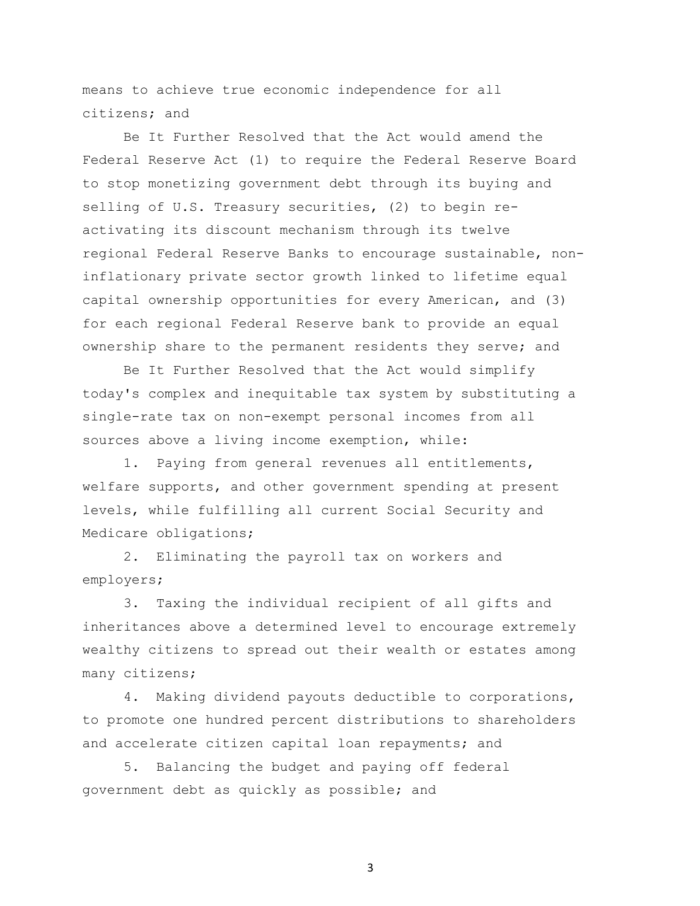means to achieve true economic independence for all citizens; and

Be It Further Resolved that the Act would amend the Federal Reserve Act (1) to require the Federal Reserve Board to stop monetizing government debt through its buying and selling of U.S. Treasury securities, (2) to begin re-activating its discount mechanism through its twelve regional Federal Reserve Banks to encourage sustainable, non-inflationary private sector growth linked to lifetime equal capital ownership opportunities for every American, and (3) for each regional Federal Reserve bank to provide an equal ownership share to the permanent residents they serve; and

Be It Further Resolved that the Act would simplify today's complex and inequitable tax system by substituting a single-rate tax on non-exempt personal incomes from all sources above a living income exemption, while:

1. Paying from general revenues all entitlements, welfare supports, and other government spending at present levels, while fulfilling all current Social Security and Medicare obligations;

2. Eliminating the payroll tax on workers and employers;

3. Taxing the individual recipient of all gifts and inheritances above a determined level to encourage extremely wealthy citizens to spread out their wealth or estates among many citizens;

4. Making dividend payouts deductible to corporations, to promote one hundred percent distributions to shareholders and accelerate citizen capital loan repayments; and

5. Balancing the budget and paying off federal government debt as quickly as possible; and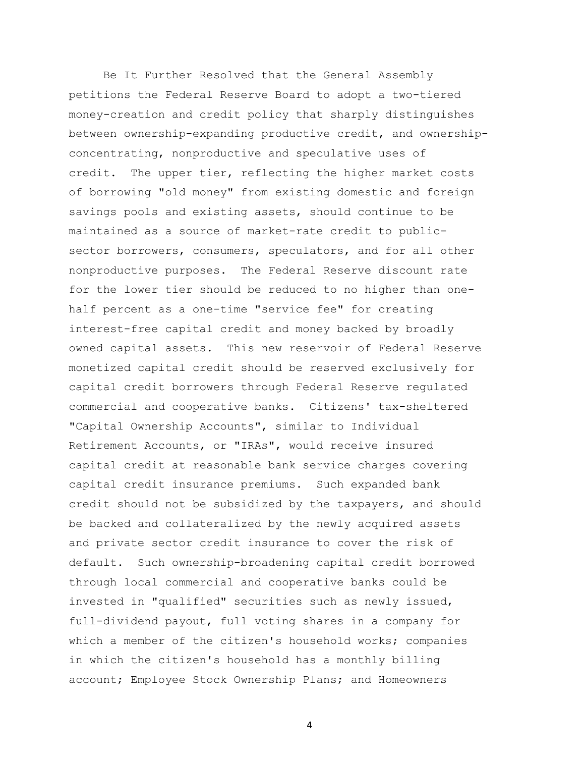Be It Further Resolved that the General Assembly petitions the Federal Reserve Board to adopt a two-tiered money-creation and credit policy that sharply distinguishes between ownership-expanding productive credit, and ownership-concentrating, nonproductive and speculative uses of credit. The upper tier, reflecting the higher market costs of borrowing "old money" from existing domestic and foreign savings pools and existing assets, should continue to be maintained as a source of market-rate credit to public-sector borrowers, consumers, speculators, and for all other nonproductive purposes. The Federal Reserve discount rate for the lower tier should be reduced to no higher than one-half percent as a one-time "service fee" for creating interest-free capital credit and money backed by broadly owned capital assets. This new reservoir of Federal Reserve monetized capital credit should be reserved exclusively for capital credit borrowers through Federal Reserve regulated commercial and cooperative banks. Citizens' tax-sheltered "Capital Ownership Accounts", similar to Individual Retirement Accounts, or "IRAs", would receive insured capital credit at reasonable bank service charges covering capital credit insurance premiums. Such expanded bank credit should not be subsidized by the taxpayers, and should be backed and collateralized by the newly acquired assets and private sector credit insurance to cover the risk of default. Such ownership-broadening capital credit borrowed through local commercial and cooperative banks could be invested in "qualified" securities such as newly issued, full-dividend payout, full voting shares in a company for which a member of the citizen's household works; companies in which the citizen's household has a monthly billing account; Employee Stock Ownership Plans; and Homeowners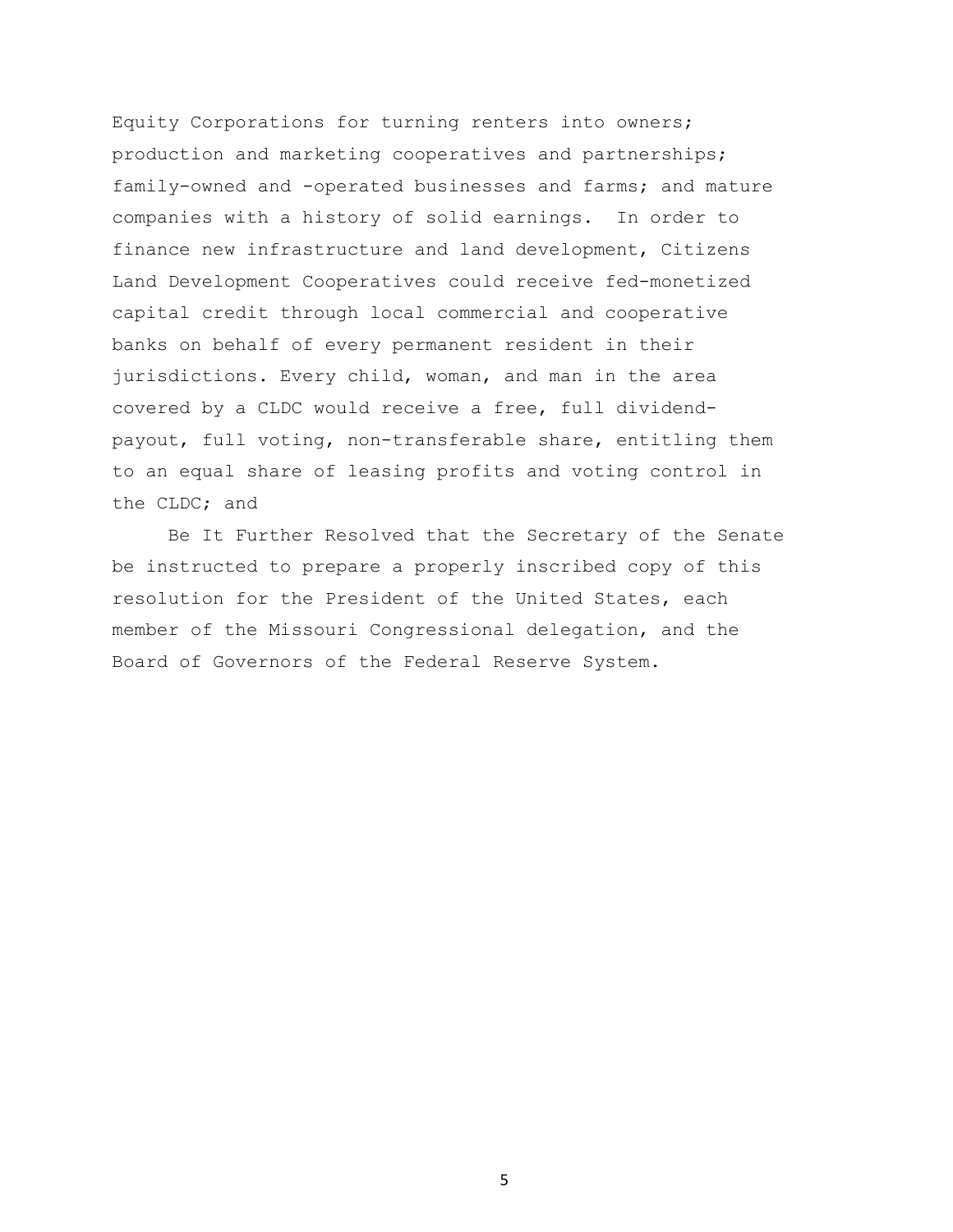Equity Corporations for turning renters into owners; production and marketing cooperatives and partnerships; family-owned and -operated businesses and farms; and mature companies with a history of solid earnings. In order to finance new infrastructure and land development, Citizens Land Development Cooperatives could receive fed-monetized capital credit through local commercial and cooperative banks on behalf of every permanent resident in their jurisdictions. Every child, woman, and man in the area covered by a CLDC would receive a free, full dividend-payout, full voting, non-transferable share, entitling them to an equal share of leasing profits and voting control in the CLDC; and

Be It Further Resolved that the Secretary of the Senate be instructed to prepare a properly inscribed copy of this resolution for the President of the United States, each member of the Missouri Congressional delegation, and the Board of Governors of the Federal Reserve System.